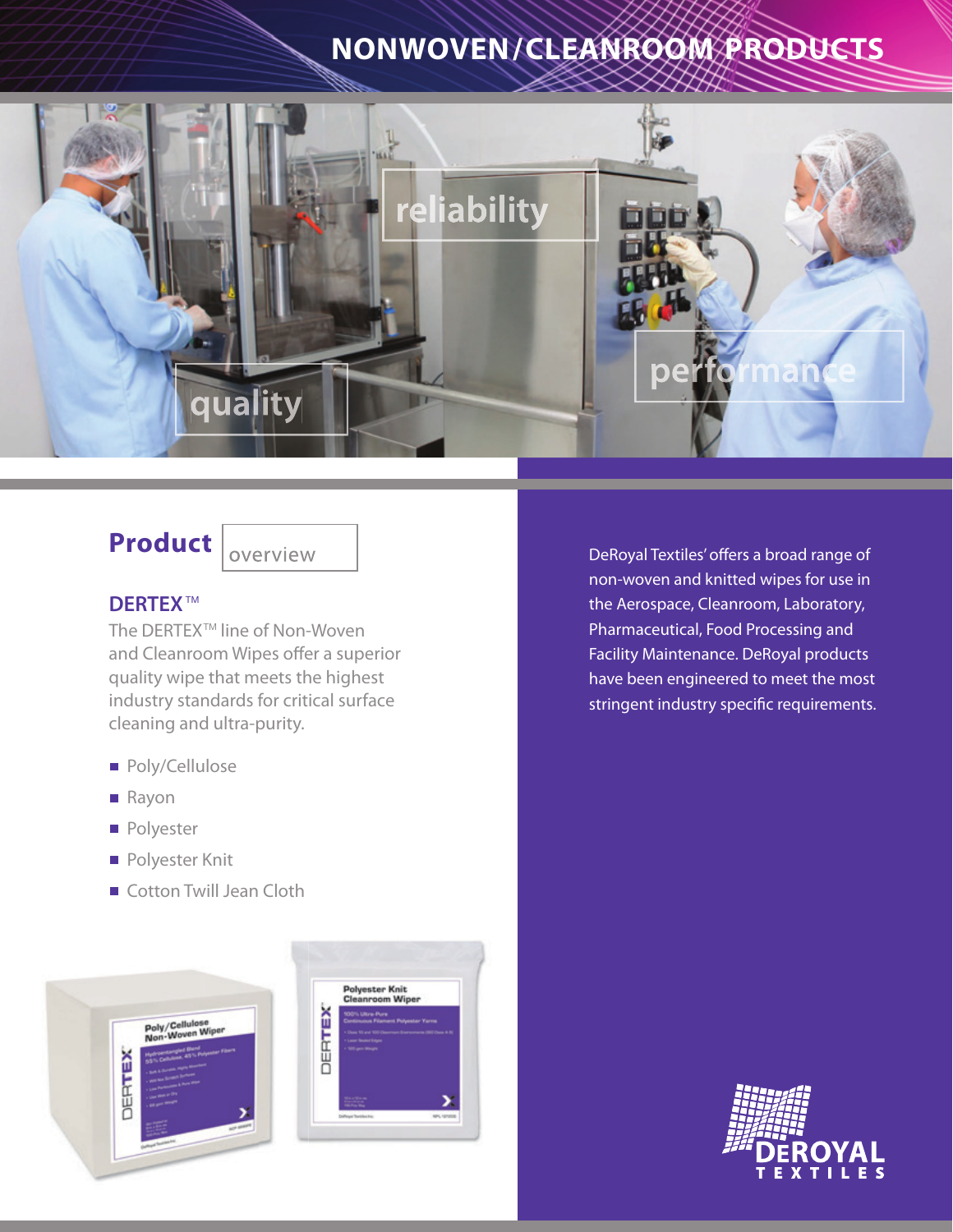# NONWOVEN/CLEANROOM PRODUCTS

reliability

quality

performance

## Product overview

### DERTEX™

The DERTEX™ line of Non-Woven and Cleanroom Wipes offer a superior quality wipe that meets the highest industry standards for critical surface cleaning and ultra-purity.

- Poly/Cellulose
- Rayon
- Polyester
- Polyester Knit
- Cotton Twill Jean Cloth

DeRoyal Textiles' offers a broad range of non-woven and knitted wipes for use in the Aerospace, Cleanroom, Laboratory, Pharmaceutical, Food Processing and Facility Maintenance. DeRoyal products have been engineered to meet the most stringent industry specific requirements.

DEROYAL TEXTILES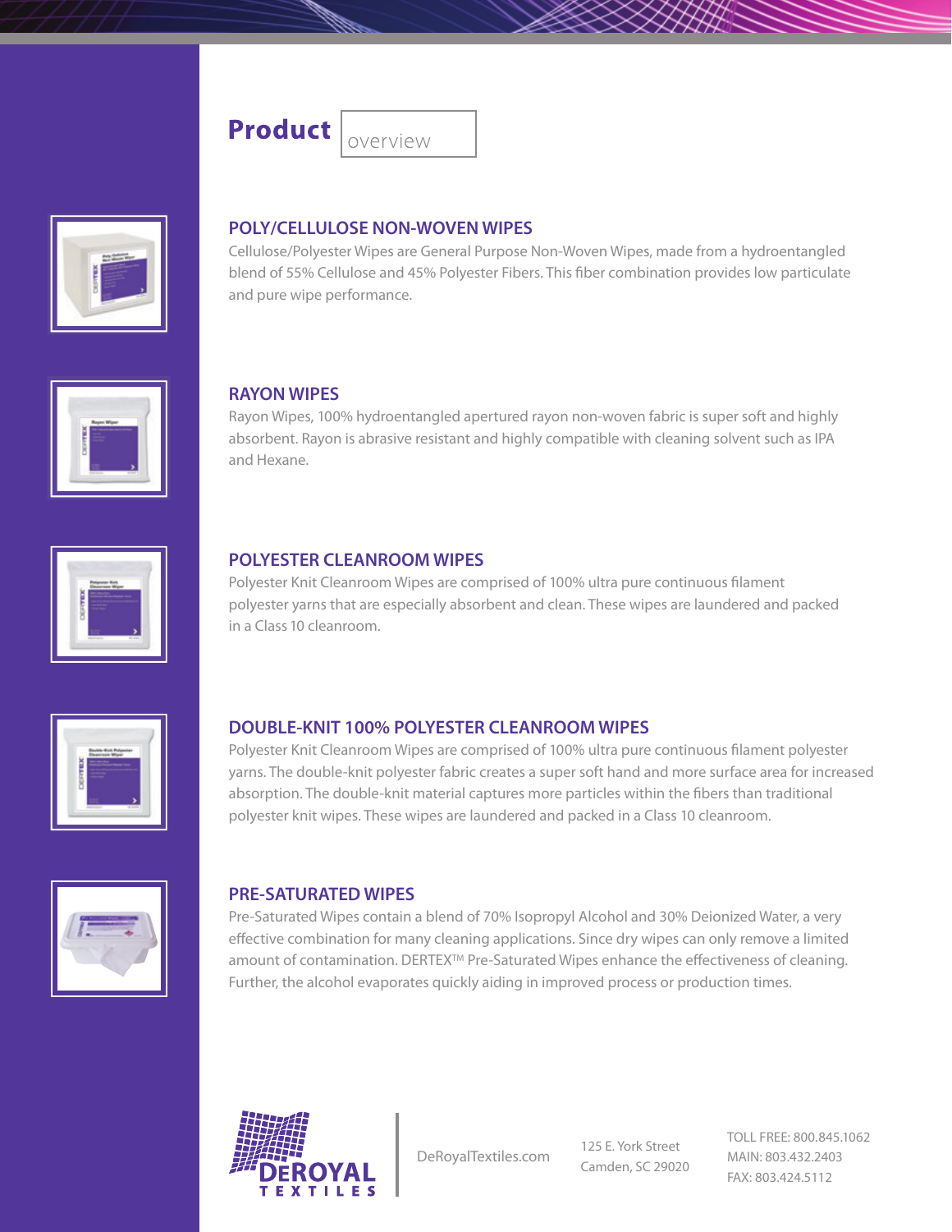# Product overview

## POLY/CELLULOSE NON-WOVEN WIPES

Cellulose/Polyester Wipes are General Purpose Non-Woven Wipes, made from a hydroentangled blend of 55% Cellulose and 45% Polyester Fibers. This fiber combination provides low particulate and pure wipe performance.

## RAYON WIPES

Rayon Wipes, 100% hydroentangled apertured rayon non-woven fabric is super soft and highly absorbent. Rayon is abrasive resistant and highly compatible with cleaning solvent such as IPA and Hexane.

## POLYESTER CLEANROOM WIPES

Polyester Knit Cleanroom Wipes are comprised of 100% ultra pure continuous filament polyester yarns that are especially absorbent and clean. These wipes are laundered and packed in a Class 10 cleanroom.

## DOUBLE-KNIT 100% POLYESTER CLEANROOM WIPES

Polyester Knit Cleanroom Wipes are comprised of 100% ultra pure continuous filament polyester yarns. The double-knit polyester fabric creates a super soft hand and more surface area for increased absorption. The double-knit material captures more particles within the fibers than traditional polyester knit wipes. These wipes are laundered and packed in a Class 10 cleanroom.

## PRE-SATURATED WIPES

Pre-Saturated Wipes contain a blend of 70% Isopropyl Alcohol and 30% Deionized Water, a very effective combination for many cleaning applications. Since dry wipes can only remove a limited amount of contamination. DERTEX™ Pre-Saturated Wipes enhance the effectiveness of cleaning. Further, the alcohol evaporates quickly aiding in improved process or production times.

DEROYAL TEXTILES

DeRoyalTextiles.com

125 E. York Street
Camden, SC 29020

TOLL FREE: 800.845.1062
MAIN: 803.432.2403
FAX: 803.424.5112